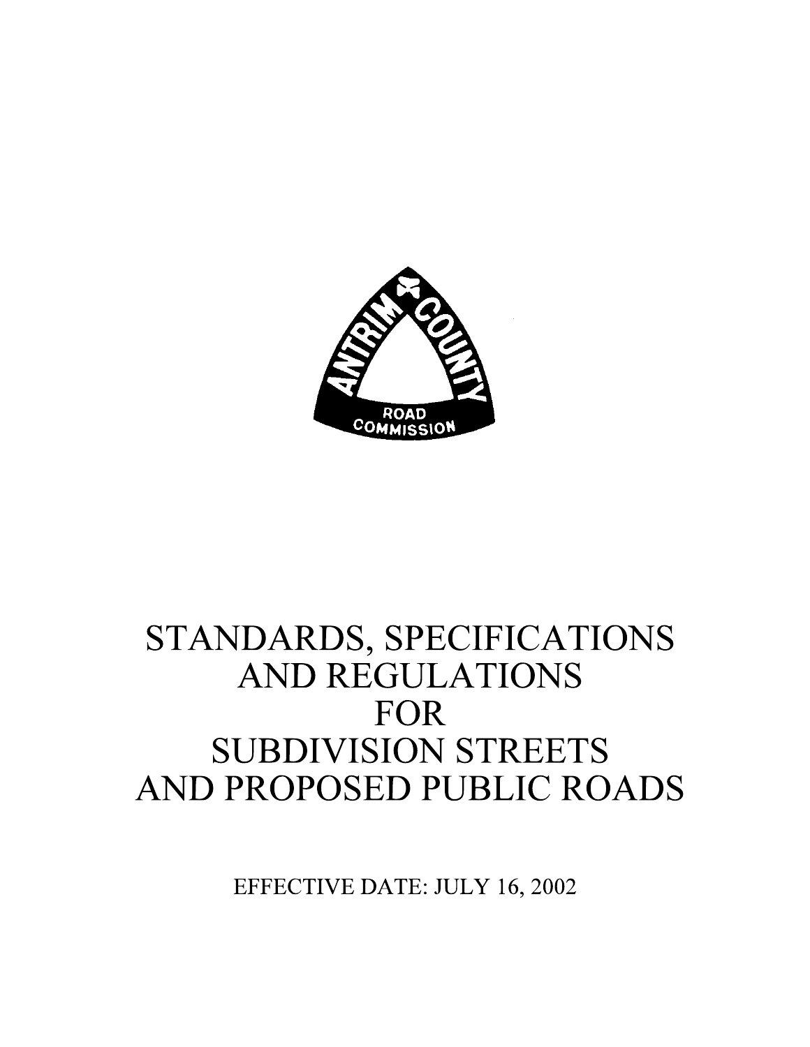# STANDARDS, SPECIFICATIONS AND REGULATIONS FOR SUBDIVISION STREETS AND PROPOSED PUBLIC ROADS

EFFECTIVE DATE: JULY 16, 2002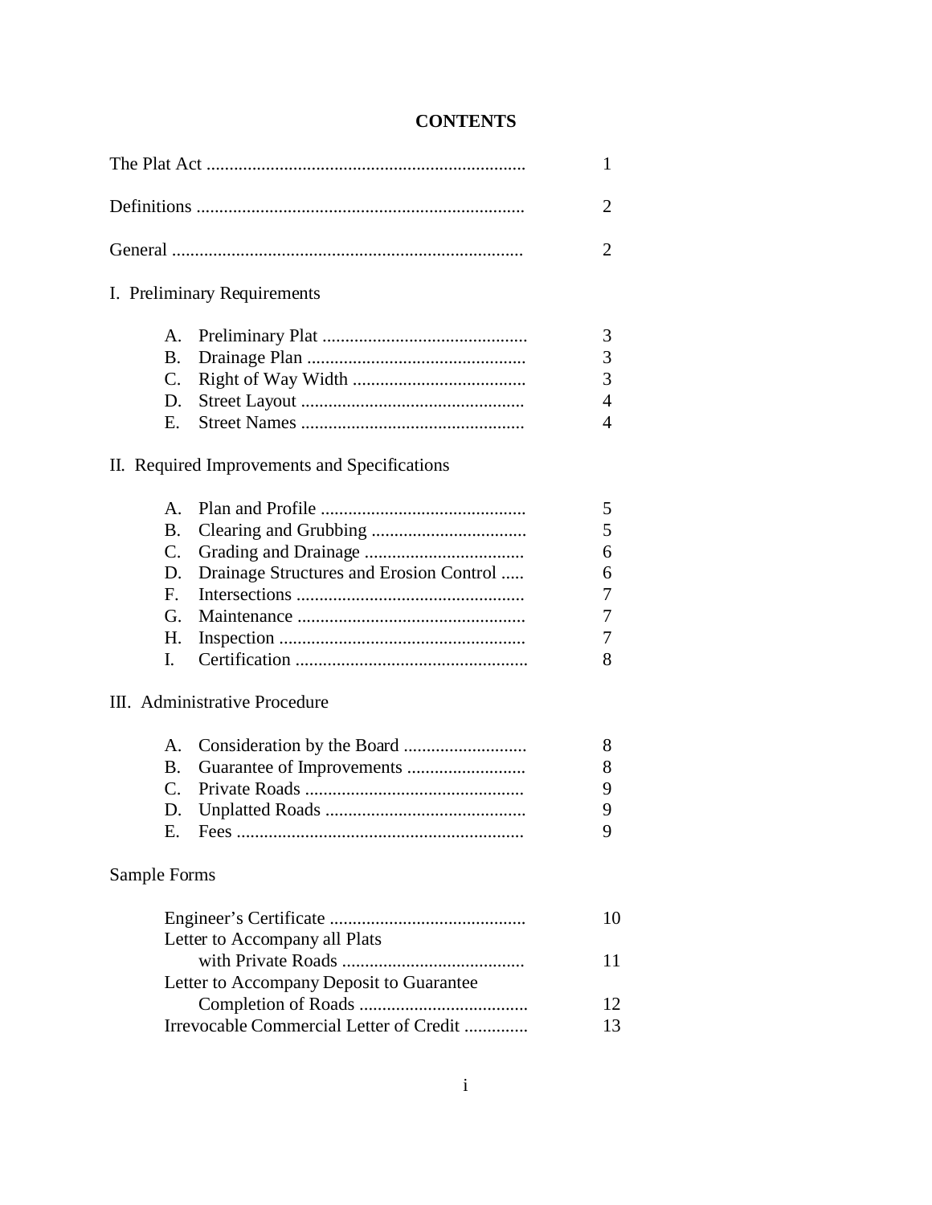# CONTENTS

The Plat Act ...................................................................... 1

Definitions ....................................................................... 2

General ............................................................................ 2

I. Preliminary Requirements

- A. Preliminary Plat ............................................. 3
- B. Drainage Plan ................................................ 3
- C. Right of Way Width ...................................... 3
- D. Street Layout ................................................. 4
- E. Street Names ................................................. 4

II. Required Improvements and Specifications

- A. Plan and Profile ............................................. 5
- B. Clearing and Grubbing .................................. 5
- C. Grading and Drainage ................................... 6
- D. Drainage Structures and Erosion Control ..... 6
- F. Intersections .................................................. 7
- G. Maintenance .................................................. 7
- H. Inspection ...................................................... 7
- I. Certification ................................................... 8

III. Administrative Procedure

- A. Consideration by the Board ........................... 8
- B. Guarantee of Improvements .......................... 8
- C. Private Roads ................................................ 9
- D. Unplatted Roads ............................................ 9
- E. Fees ............................................................... 9

Sample Forms

- Engineer's Certificate ........................................... 10
- Letter to Accompany all Plats with Private Roads ........................................ 11
- Letter to Accompany Deposit to Guarantee Completion of Roads ..................................... 12
- Irrevocable Commercial Letter of Credit ............. 13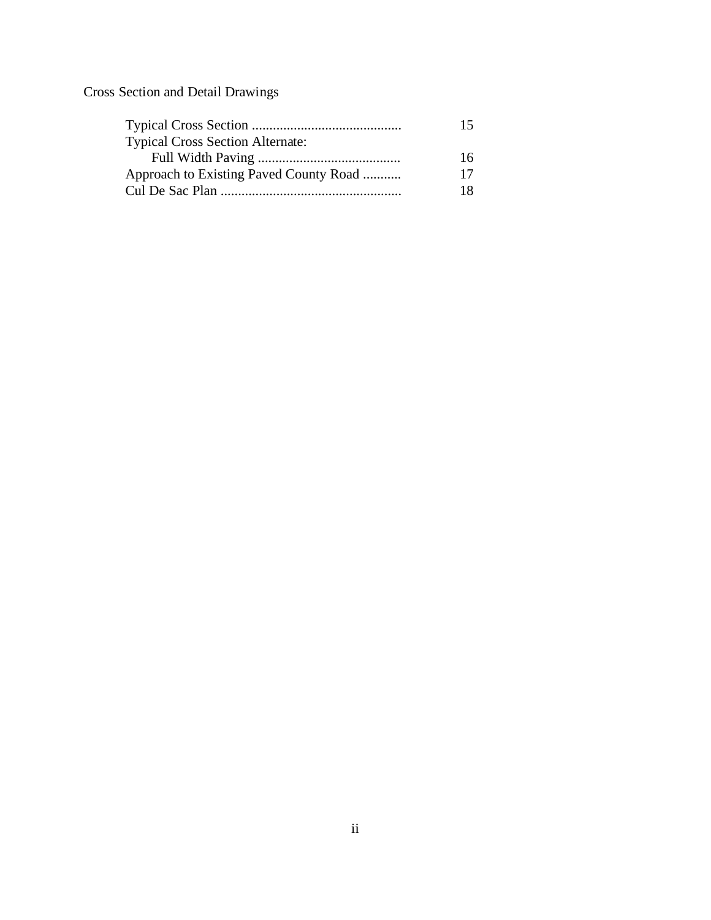Cross Section and Detail Drawings

| | |
|---|---|
| Typical Cross Section ........................................... | 15 |
| Typical Cross Section Alternate: | |
| Full Width Paving ......................................... | 16 |
| Approach to Existing Paved County Road ........... | 17 |
| Cul De Sac Plan .................................................... | 18 |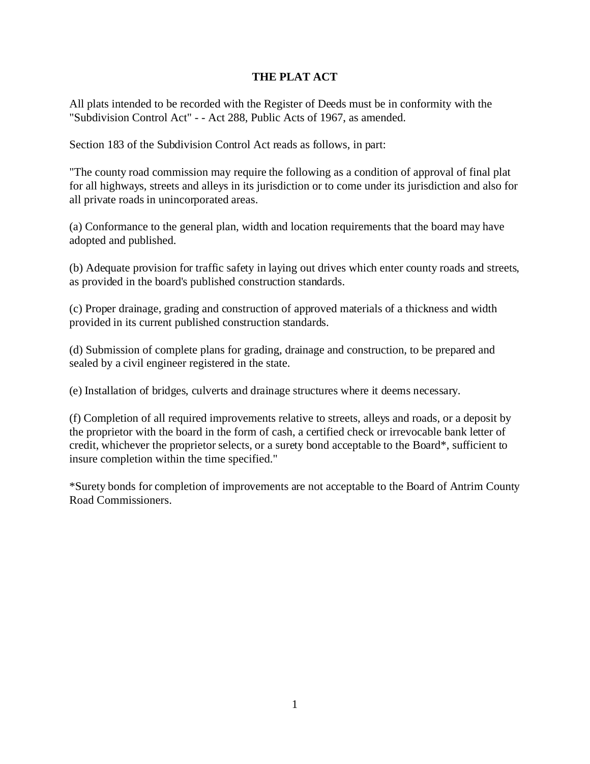# THE PLAT ACT

All plats intended to be recorded with the Register of Deeds must be in conformity with the "Subdivision Control Act" - - Act 288, Public Acts of 1967, as amended.

Section 183 of the Subdivision Control Act reads as follows, in part:

"The county road commission may require the following as a condition of approval of final plat for all highways, streets and alleys in its jurisdiction or to come under its jurisdiction and also for all private roads in unincorporated areas.

(a) Conformance to the general plan, width and location requirements that the board may have adopted and published.

(b) Adequate provision for traffic safety in laying out drives which enter county roads and streets, as provided in the board's published construction standards.

(c) Proper drainage, grading and construction of approved materials of a thickness and width provided in its current published construction standards.

(d) Submission of complete plans for grading, drainage and construction, to be prepared and sealed by a civil engineer registered in the state.

(e) Installation of bridges, culverts and drainage structures where it deems necessary.

(f) Completion of all required improvements relative to streets, alleys and roads, or a deposit by the proprietor with the board in the form of cash, a certified check or irrevocable bank letter of credit, whichever the proprietor selects, or a surety bond acceptable to the Board*, sufficient to insure completion within the time specified."

*Surety bonds for completion of improvements are not acceptable to the Board of Antrim County Road Commissioners.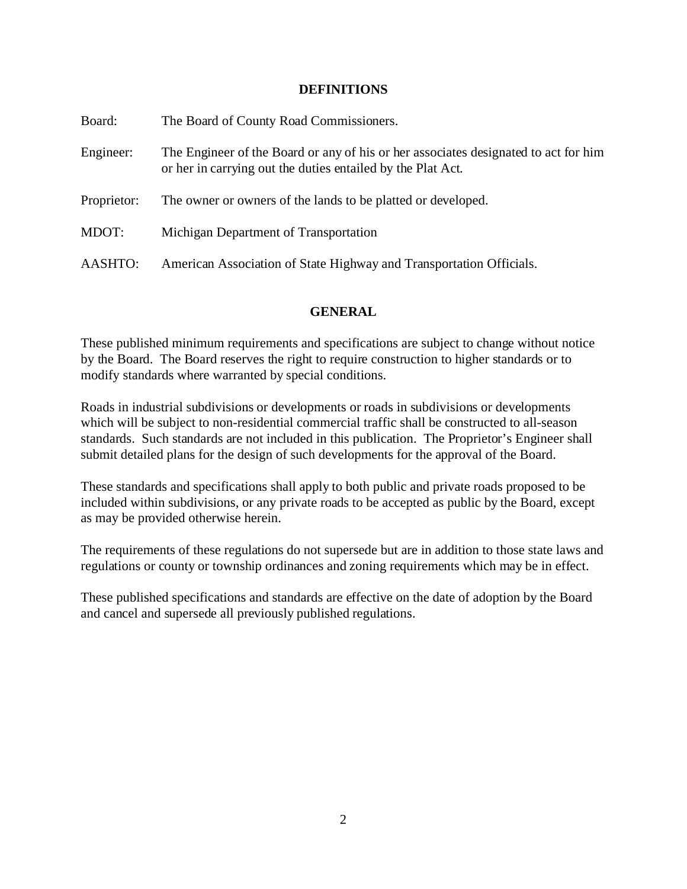## DEFINITIONS

| | |
|---|---|
| Board: | The Board of County Road Commissioners. |
| Engineer: | The Engineer of the Board or any of his or her associates designated to act for him or her in carrying out the duties entailed by the Plat Act. |
| Proprietor: | The owner or owners of the lands to be platted or developed. |
| MDOT: | Michigan Department of Transportation |
| AASHTO: | American Association of State Highway and Transportation Officials. |

## GENERAL

These published minimum requirements and specifications are subject to change without notice by the Board. The Board reserves the right to require construction to higher standards or to modify standards where warranted by special conditions.

Roads in industrial subdivisions or developments or roads in subdivisions or developments which will be subject to non-residential commercial traffic shall be constructed to all-season standards. Such standards are not included in this publication. The Proprietor's Engineer shall submit detailed plans for the design of such developments for the approval of the Board.

These standards and specifications shall apply to both public and private roads proposed to be included within subdivisions, or any private roads to be accepted as public by the Board, except as may be provided otherwise herein.

The requirements of these regulations do not supersede but are in addition to those state laws and regulations or county or township ordinances and zoning requirements which may be in effect.

These published specifications and standards are effective on the date of adoption by the Board and cancel and supersede all previously published regulations.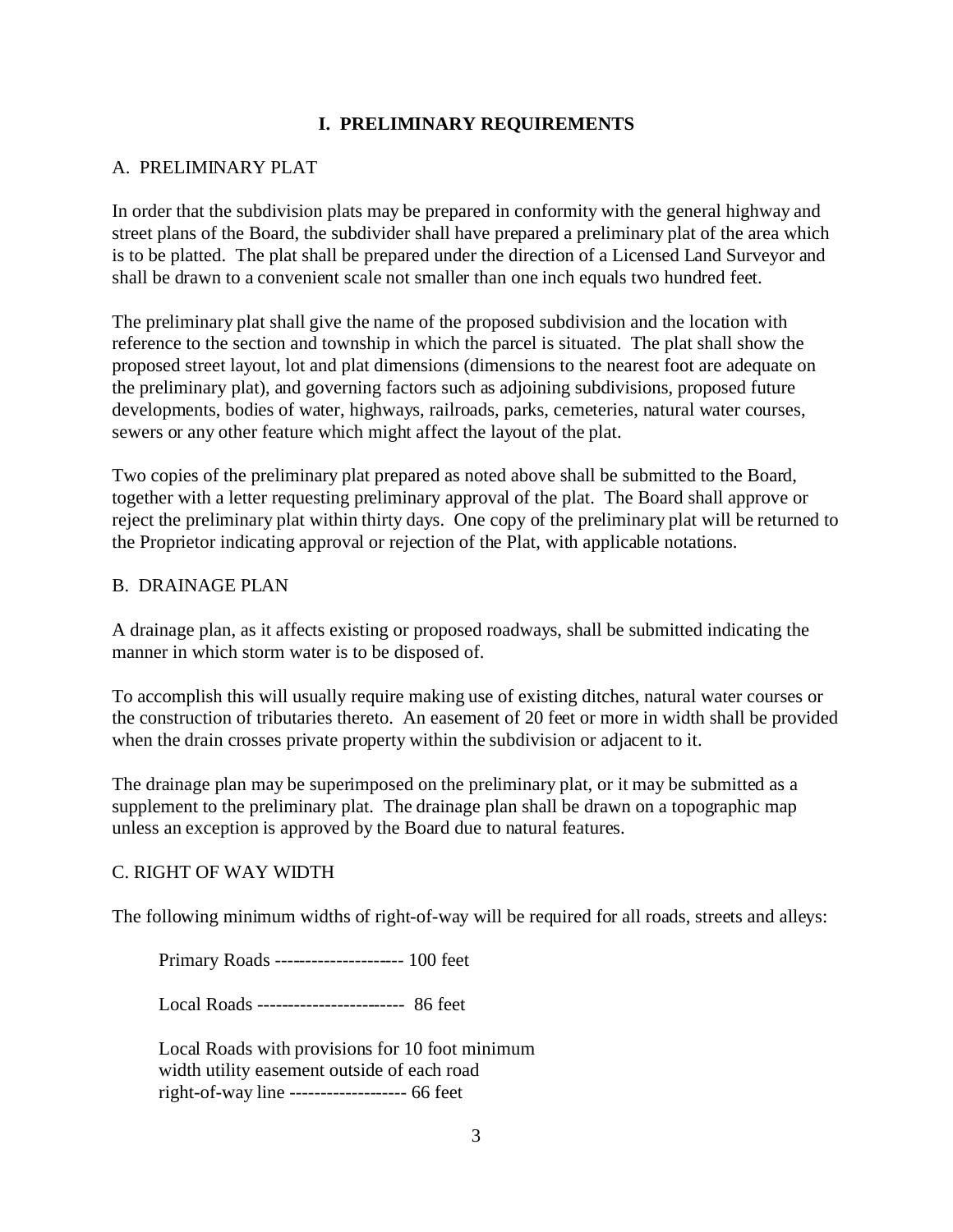# I. PRELIMINARY REQUIREMENTS

## A. PRELIMINARY PLAT

In order that the subdivision plats may be prepared in conformity with the general highway and street plans of the Board, the subdivider shall have prepared a preliminary plat of the area which is to be platted. The plat shall be prepared under the direction of a Licensed Land Surveyor and shall be drawn to a convenient scale not smaller than one inch equals two hundred feet.

The preliminary plat shall give the name of the proposed subdivision and the location with reference to the section and township in which the parcel is situated. The plat shall show the proposed street layout, lot and plat dimensions (dimensions to the nearest foot are adequate on the preliminary plat), and governing factors such as adjoining subdivisions, proposed future developments, bodies of water, highways, railroads, parks, cemeteries, natural water courses, sewers or any other feature which might affect the layout of the plat.

Two copies of the preliminary plat prepared as noted above shall be submitted to the Board, together with a letter requesting preliminary approval of the plat. The Board shall approve or reject the preliminary plat within thirty days. One copy of the preliminary plat will be returned to the Proprietor indicating approval or rejection of the Plat, with applicable notations.

## B. DRAINAGE PLAN

A drainage plan, as it affects existing or proposed roadways, shall be submitted indicating the manner in which storm water is to be disposed of.

To accomplish this will usually require making use of existing ditches, natural water courses or the construction of tributaries thereto. An easement of 20 feet or more in width shall be provided when the drain crosses private property within the subdivision or adjacent to it.

The drainage plan may be superimposed on the preliminary plat, or it may be submitted as a supplement to the preliminary plat. The drainage plan shall be drawn on a topographic map unless an exception is approved by the Board due to natural features.

## C. RIGHT OF WAY WIDTH

The following minimum widths of right-of-way will be required for all roads, streets and alleys:

Primary Roads --------------------- 100 feet

Local Roads ------------------------ 86 feet

Local Roads with provisions for 10 foot minimum width utility easement outside of each road right-of-way line ------------------- 66 feet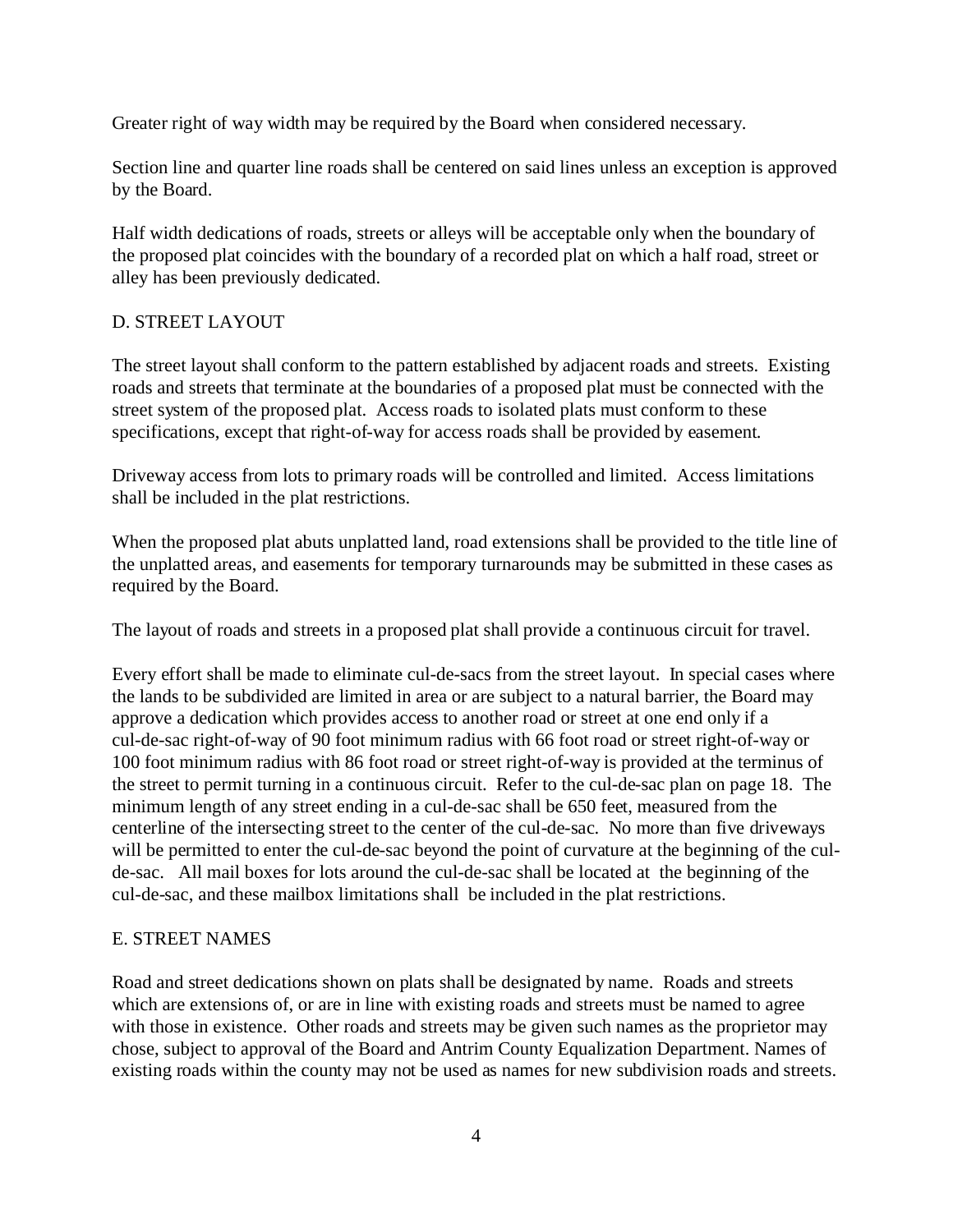Greater right of way width may be required by the Board when considered necessary.

Section line and quarter line roads shall be centered on said lines unless an exception is approved by the Board.

Half width dedications of roads, streets or alleys will be acceptable only when the boundary of the proposed plat coincides with the boundary of a recorded plat on which a half road, street or alley has been previously dedicated.

## D. STREET LAYOUT

The street layout shall conform to the pattern established by adjacent roads and streets. Existing roads and streets that terminate at the boundaries of a proposed plat must be connected with the street system of the proposed plat. Access roads to isolated plats must conform to these specifications, except that right-of-way for access roads shall be provided by easement.

Driveway access from lots to primary roads will be controlled and limited. Access limitations shall be included in the plat restrictions.

When the proposed plat abuts unplatted land, road extensions shall be provided to the title line of the unplatted areas, and easements for temporary turnarounds may be submitted in these cases as required by the Board.

The layout of roads and streets in a proposed plat shall provide a continuous circuit for travel.

Every effort shall be made to eliminate cul-de-sacs from the street layout. In special cases where the lands to be subdivided are limited in area or are subject to a natural barrier, the Board may approve a dedication which provides access to another road or street at one end only if a cul-de-sac right-of-way of 90 foot minimum radius with 66 foot road or street right-of-way or 100 foot minimum radius with 86 foot road or street right-of-way is provided at the terminus of the street to permit turning in a continuous circuit. Refer to the cul-de-sac plan on page 18. The minimum length of any street ending in a cul-de-sac shall be 650 feet, measured from the centerline of the intersecting street to the center of the cul-de-sac. No more than five driveways will be permitted to enter the cul-de-sac beyond the point of curvature at the beginning of the cul-de-sac. All mail boxes for lots around the cul-de-sac shall be located at the beginning of the cul-de-sac, and these mailbox limitations shall be included in the plat restrictions.

## E. STREET NAMES

Road and street dedications shown on plats shall be designated by name. Roads and streets which are extensions of, or are in line with existing roads and streets must be named to agree with those in existence. Other roads and streets may be given such names as the proprietor may chose, subject to approval of the Board and Antrim County Equalization Department. Names of existing roads within the county may not be used as names for new subdivision roads and streets.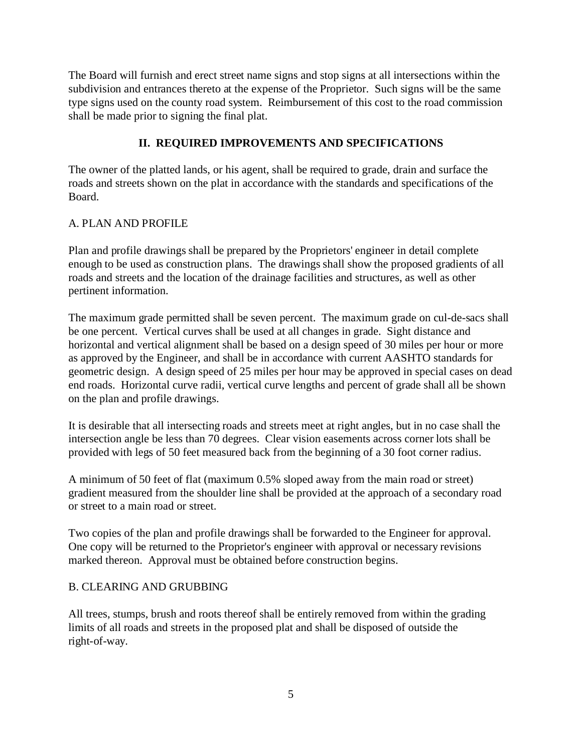The Board will furnish and erect street name signs and stop signs at all intersections within the subdivision and entrances thereto at the expense of the Proprietor. Such signs will be the same type signs used on the county road system. Reimbursement of this cost to the road commission shall be made prior to signing the final plat.

## II. REQUIRED IMPROVEMENTS AND SPECIFICATIONS

The owner of the platted lands, or his agent, shall be required to grade, drain and surface the roads and streets shown on the plat in accordance with the standards and specifications of the Board.

### A. PLAN AND PROFILE

Plan and profile drawings shall be prepared by the Proprietors' engineer in detail complete enough to be used as construction plans. The drawings shall show the proposed gradients of all roads and streets and the location of the drainage facilities and structures, as well as other pertinent information.

The maximum grade permitted shall be seven percent. The maximum grade on cul-de-sacs shall be one percent. Vertical curves shall be used at all changes in grade. Sight distance and horizontal and vertical alignment shall be based on a design speed of 30 miles per hour or more as approved by the Engineer, and shall be in accordance with current AASHTO standards for geometric design. A design speed of 25 miles per hour may be approved in special cases on dead end roads. Horizontal curve radii, vertical curve lengths and percent of grade shall all be shown on the plan and profile drawings.

It is desirable that all intersecting roads and streets meet at right angles, but in no case shall the intersection angle be less than 70 degrees. Clear vision easements across corner lots shall be provided with legs of 50 feet measured back from the beginning of a 30 foot corner radius.

A minimum of 50 feet of flat (maximum 0.5% sloped away from the main road or street) gradient measured from the shoulder line shall be provided at the approach of a secondary road or street to a main road or street.

Two copies of the plan and profile drawings shall be forwarded to the Engineer for approval. One copy will be returned to the Proprietor's engineer with approval or necessary revisions marked thereon. Approval must be obtained before construction begins.

### B. CLEARING AND GRUBBING

All trees, stumps, brush and roots thereof shall be entirely removed from within the grading limits of all roads and streets in the proposed plat and shall be disposed of outside the right-of-way.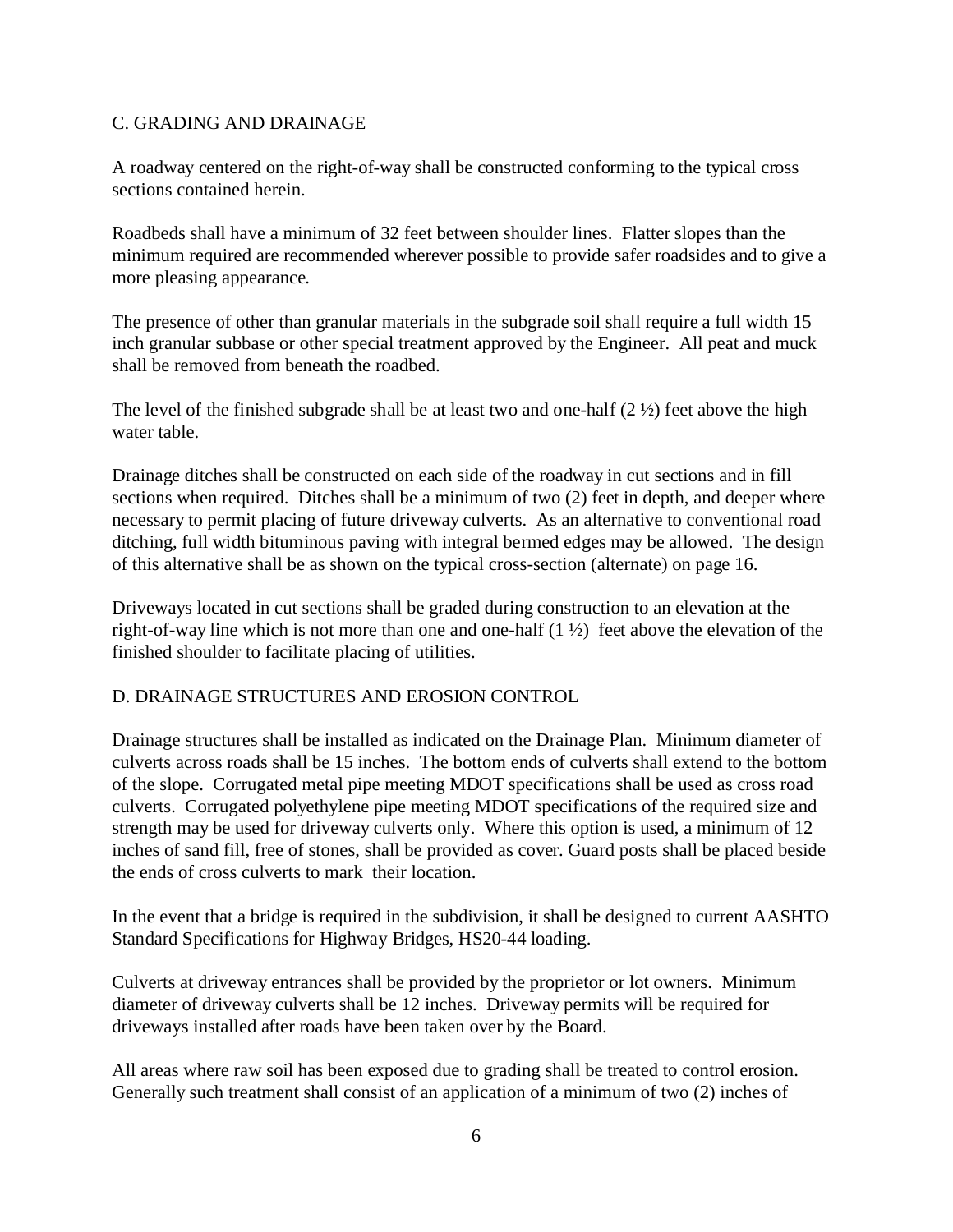## C. GRADING AND DRAINAGE

A roadway centered on the right-of-way shall be constructed conforming to the typical cross sections contained herein.

Roadbeds shall have a minimum of 32 feet between shoulder lines. Flatter slopes than the minimum required are recommended wherever possible to provide safer roadsides and to give a more pleasing appearance.

The presence of other than granular materials in the subgrade soil shall require a full width 15 inch granular subbase or other special treatment approved by the Engineer. All peat and muck shall be removed from beneath the roadbed.

The level of the finished subgrade shall be at least two and one-half (2 ½) feet above the high water table.

Drainage ditches shall be constructed on each side of the roadway in cut sections and in fill sections when required. Ditches shall be a minimum of two (2) feet in depth, and deeper where necessary to permit placing of future driveway culverts. As an alternative to conventional road ditching, full width bituminous paving with integral bermed edges may be allowed. The design of this alternative shall be as shown on the typical cross-section (alternate) on page 16.

Driveways located in cut sections shall be graded during construction to an elevation at the right-of-way line which is not more than one and one-half (1 ½) feet above the elevation of the finished shoulder to facilitate placing of utilities.

## D. DRAINAGE STRUCTURES AND EROSION CONTROL

Drainage structures shall be installed as indicated on the Drainage Plan. Minimum diameter of culverts across roads shall be 15 inches. The bottom ends of culverts shall extend to the bottom of the slope. Corrugated metal pipe meeting MDOT specifications shall be used as cross road culverts. Corrugated polyethylene pipe meeting MDOT specifications of the required size and strength may be used for driveway culverts only. Where this option is used, a minimum of 12 inches of sand fill, free of stones, shall be provided as cover. Guard posts shall be placed beside the ends of cross culverts to mark their location.

In the event that a bridge is required in the subdivision, it shall be designed to current AASHTO Standard Specifications for Highway Bridges, HS20-44 loading.

Culverts at driveway entrances shall be provided by the proprietor or lot owners. Minimum diameter of driveway culverts shall be 12 inches. Driveway permits will be required for driveways installed after roads have been taken over by the Board.

All areas where raw soil has been exposed due to grading shall be treated to control erosion. Generally such treatment shall consist of an application of a minimum of two (2) inches of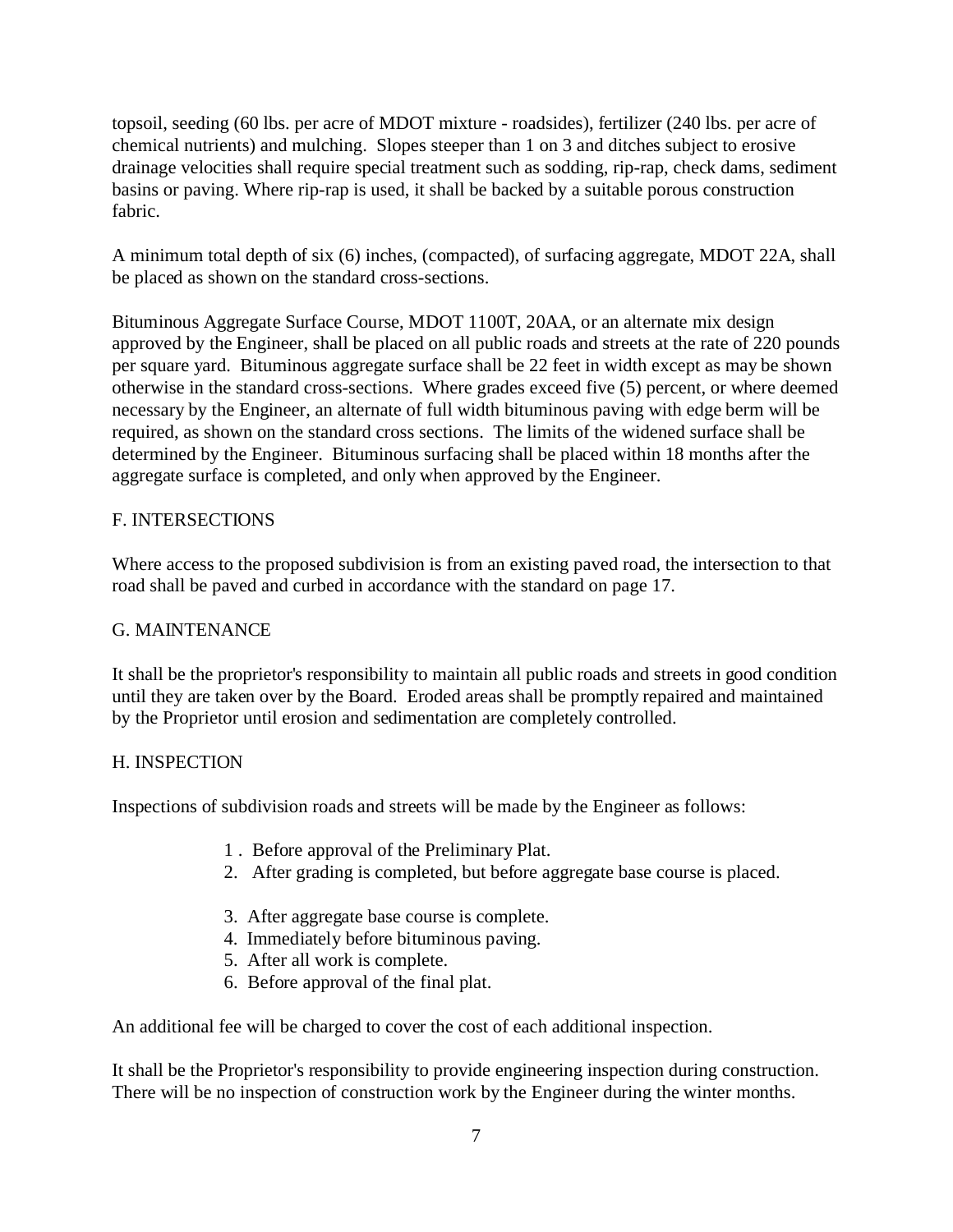topsoil, seeding (60 lbs. per acre of MDOT mixture - roadsides), fertilizer (240 lbs. per acre of chemical nutrients) and mulching. Slopes steeper than 1 on 3 and ditches subject to erosive drainage velocities shall require special treatment such as sodding, rip-rap, check dams, sediment basins or paving. Where rip-rap is used, it shall be backed by a suitable porous construction fabric.

A minimum total depth of six (6) inches, (compacted), of surfacing aggregate, MDOT 22A, shall be placed as shown on the standard cross-sections.

Bituminous Aggregate Surface Course, MDOT 1100T, 20AA, or an alternate mix design approved by the Engineer, shall be placed on all public roads and streets at the rate of 220 pounds per square yard. Bituminous aggregate surface shall be 22 feet in width except as may be shown otherwise in the standard cross-sections. Where grades exceed five (5) percent, or where deemed necessary by the Engineer, an alternate of full width bituminous paving with edge berm will be required, as shown on the standard cross sections. The limits of the widened surface shall be determined by the Engineer. Bituminous surfacing shall be placed within 18 months after the aggregate surface is completed, and only when approved by the Engineer.

## F. INTERSECTIONS

Where access to the proposed subdivision is from an existing paved road, the intersection to that road shall be paved and curbed in accordance with the standard on page 17.

## G. MAINTENANCE

It shall be the proprietor's responsibility to maintain all public roads and streets in good condition until they are taken over by the Board. Eroded areas shall be promptly repaired and maintained by the Proprietor until erosion and sedimentation are completely controlled.

## H. INSPECTION

Inspections of subdivision roads and streets will be made by the Engineer as follows:

1. Before approval of the Preliminary Plat.
2. After grading is completed, but before aggregate base course is placed.
3. After aggregate base course is complete.
4. Immediately before bituminous paving.
5. After all work is complete.
6. Before approval of the final plat.

An additional fee will be charged to cover the cost of each additional inspection.

It shall be the Proprietor's responsibility to provide engineering inspection during construction. There will be no inspection of construction work by the Engineer during the winter months.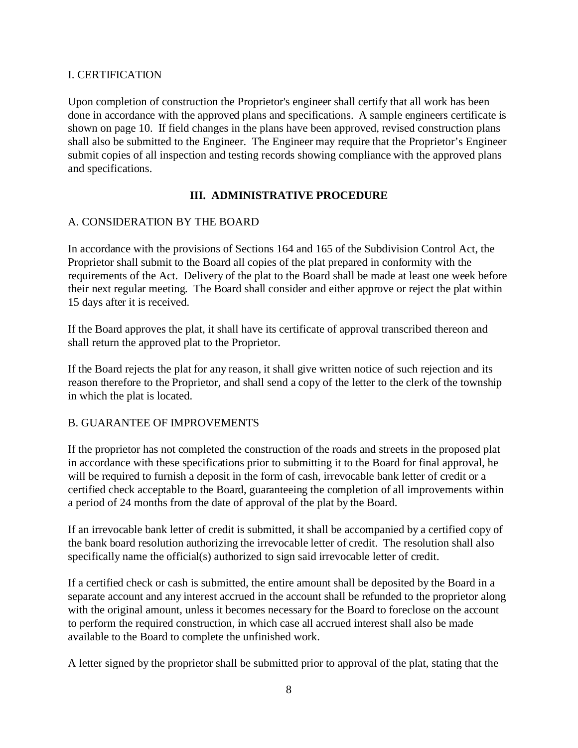I. CERTIFICATION

Upon completion of construction the Proprietor's engineer shall certify that all work has been done in accordance with the approved plans and specifications. A sample engineers certificate is shown on page 10. If field changes in the plans have been approved, revised construction plans shall also be submitted to the Engineer. The Engineer may require that the Proprietor's Engineer submit copies of all inspection and testing records showing compliance with the approved plans and specifications.

## III. ADMINISTRATIVE PROCEDURE

A. CONSIDERATION BY THE BOARD

In accordance with the provisions of Sections 164 and 165 of the Subdivision Control Act, the Proprietor shall submit to the Board all copies of the plat prepared in conformity with the requirements of the Act. Delivery of the plat to the Board shall be made at least one week before their next regular meeting. The Board shall consider and either approve or reject the plat within 15 days after it is received.

If the Board approves the plat, it shall have its certificate of approval transcribed thereon and shall return the approved plat to the Proprietor.

If the Board rejects the plat for any reason, it shall give written notice of such rejection and its reason therefore to the Proprietor, and shall send a copy of the letter to the clerk of the township in which the plat is located.

B. GUARANTEE OF IMPROVEMENTS

If the proprietor has not completed the construction of the roads and streets in the proposed plat in accordance with these specifications prior to submitting it to the Board for final approval, he will be required to furnish a deposit in the form of cash, irrevocable bank letter of credit or a certified check acceptable to the Board, guaranteeing the completion of all improvements within a period of 24 months from the date of approval of the plat by the Board.

If an irrevocable bank letter of credit is submitted, it shall be accompanied by a certified copy of the bank board resolution authorizing the irrevocable letter of credit. The resolution shall also specifically name the official(s) authorized to sign said irrevocable letter of credit.

If a certified check or cash is submitted, the entire amount shall be deposited by the Board in a separate account and any interest accrued in the account shall be refunded to the proprietor along with the original amount, unless it becomes necessary for the Board to foreclose on the account to perform the required construction, in which case all accrued interest shall also be made available to the Board to complete the unfinished work.

A letter signed by the proprietor shall be submitted prior to approval of the plat, stating that the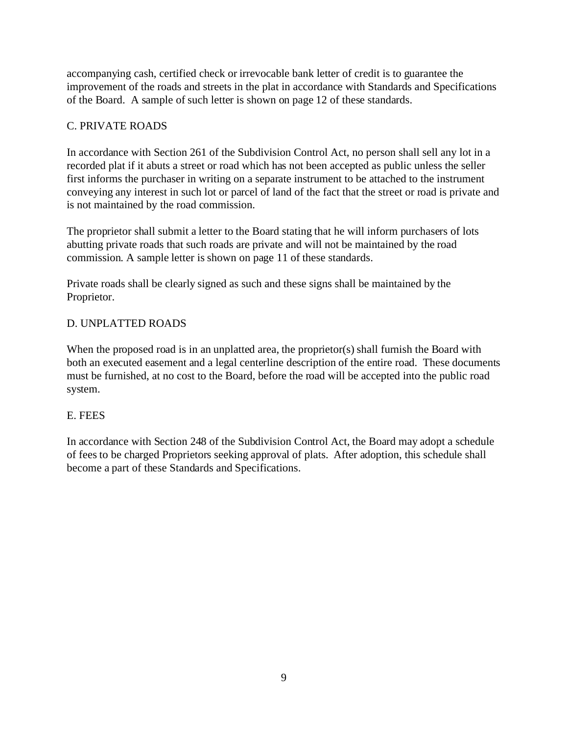accompanying cash, certified check or irrevocable bank letter of credit is to guarantee the improvement of the roads and streets in the plat in accordance with Standards and Specifications of the Board. A sample of such letter is shown on page 12 of these standards.

## C. PRIVATE ROADS

In accordance with Section 261 of the Subdivision Control Act, no person shall sell any lot in a recorded plat if it abuts a street or road which has not been accepted as public unless the seller first informs the purchaser in writing on a separate instrument to be attached to the instrument conveying any interest in such lot or parcel of land of the fact that the street or road is private and is not maintained by the road commission.

The proprietor shall submit a letter to the Board stating that he will inform purchasers of lots abutting private roads that such roads are private and will not be maintained by the road commission. A sample letter is shown on page 11 of these standards.

Private roads shall be clearly signed as such and these signs shall be maintained by the Proprietor.

## D. UNPLATTED ROADS

When the proposed road is in an unplatted area, the proprietor(s) shall furnish the Board with both an executed easement and a legal centerline description of the entire road. These documents must be furnished, at no cost to the Board, before the road will be accepted into the public road system.

## E. FEES

In accordance with Section 248 of the Subdivision Control Act, the Board may adopt a schedule of fees to be charged Proprietors seeking approval of plats. After adoption, this schedule shall become a part of these Standards and Specifications.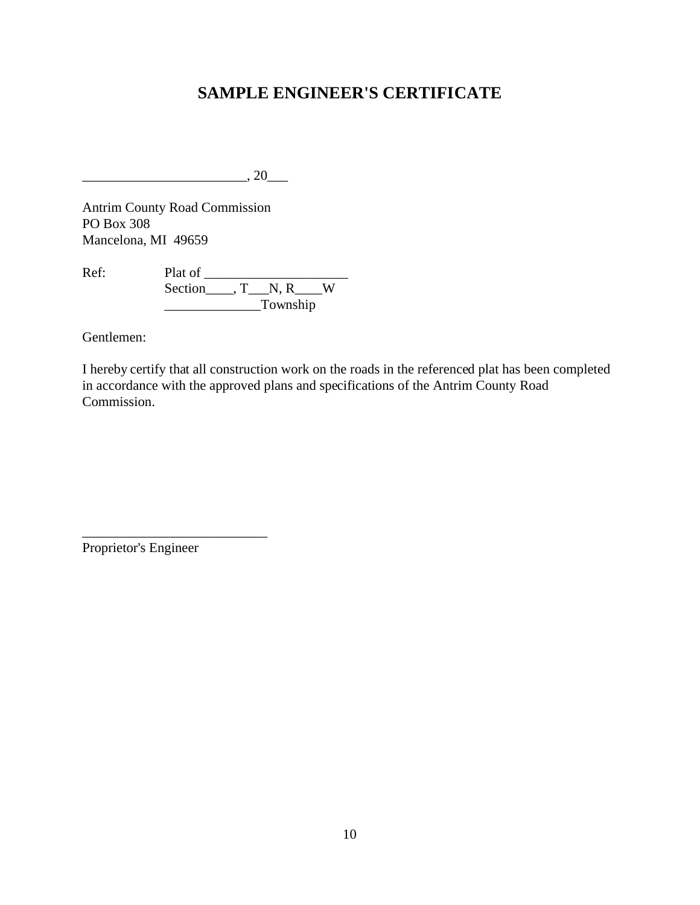# SAMPLE ENGINEER'S CERTIFICATE

_______________________, 20___

Antrim County Road Commission
PO Box 308
Mancelona, MI 49659

Ref: Plat of ____________________
Section____, T___N, R____W
______________Township

Gentlemen:

I hereby certify that all construction work on the roads in the referenced plat has been completed in accordance with the approved plans and specifications of the Antrim County Road Commission.

___________________________
Proprietor's Engineer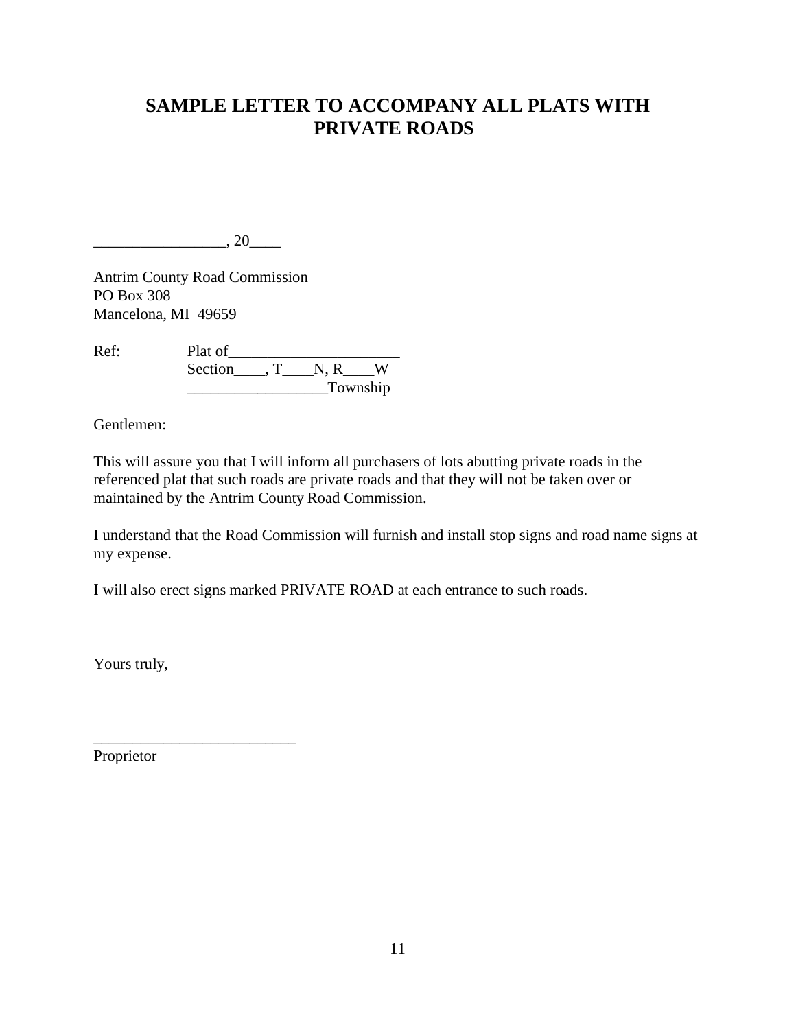# SAMPLE LETTER TO ACCOMPANY ALL PLATS WITH PRIVATE ROADS

_________________, 20____

Antrim County Road Commission  
PO Box 308  
Mancelona, MI 49659

Ref: Plat of______________________  
Section____, T____N, R____W  
__________________Township

Gentlemen:

This will assure you that I will inform all purchasers of lots abutting private roads in the referenced plat that such roads are private roads and that they will not be taken over or maintained by the Antrim County Road Commission.

I understand that the Road Commission will furnish and install stop signs and road name signs at my expense.

I will also erect signs marked PRIVATE ROAD at each entrance to such roads.

Yours truly,

__________________________  
Proprietor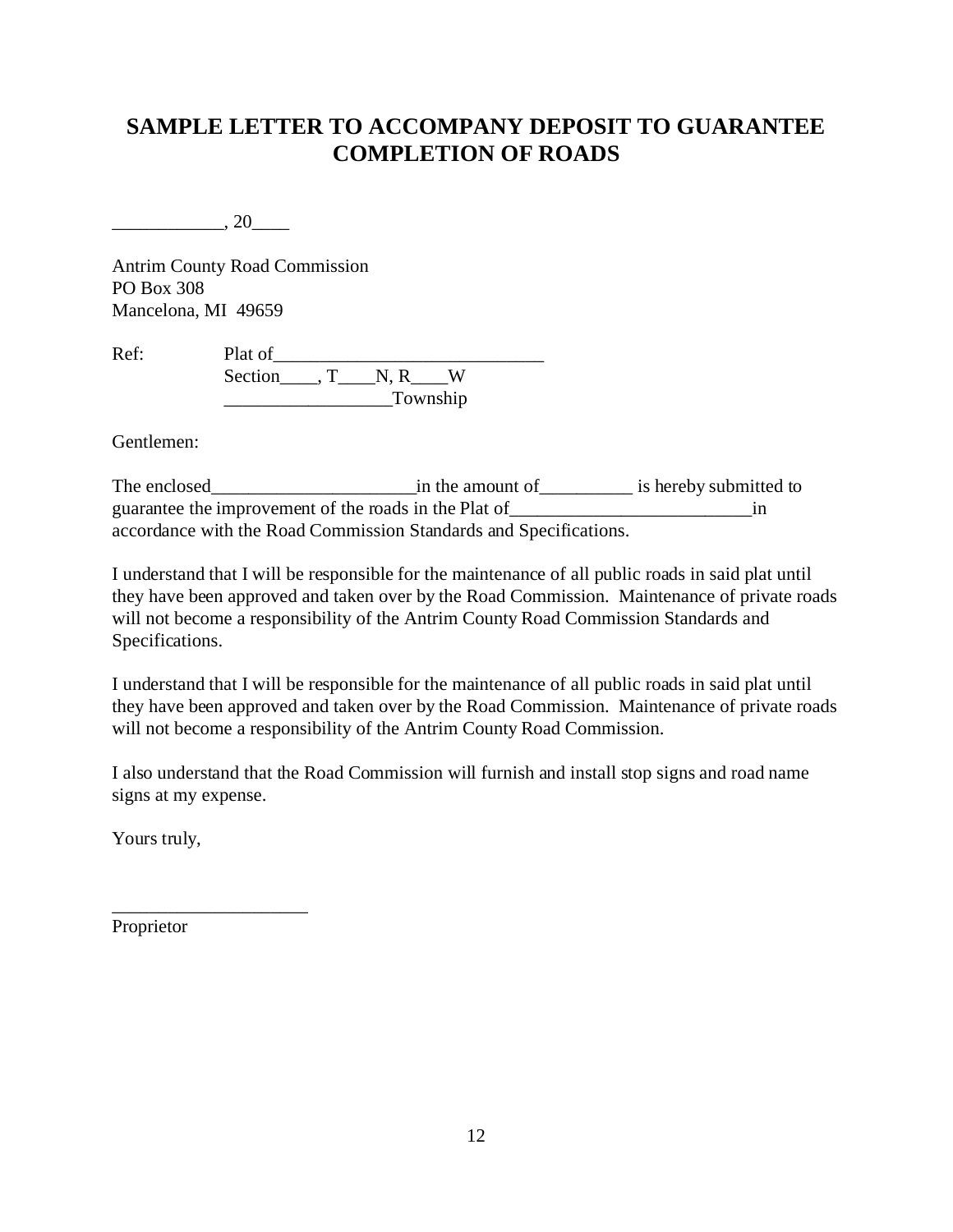# SAMPLE LETTER TO ACCOMPANY DEPOSIT TO GUARANTEE COMPLETION OF ROADS

____________, 20____

Antrim County Road Commission
PO Box 308
Mancelona, MI 49659

Ref: Plat of______________________________
Section____, T____N, R____W
__________________Township

Gentlemen:

The enclosed______________________in the amount of__________ is hereby submitted to guarantee the improvement of the roads in the Plat of__________________________in accordance with the Road Commission Standards and Specifications.

I understand that I will be responsible for the maintenance of all public roads in said plat until they have been approved and taken over by the Road Commission. Maintenance of private roads will not become a responsibility of the Antrim County Road Commission Standards and Specifications.

I understand that I will be responsible for the maintenance of all public roads in said plat until they have been approved and taken over by the Road Commission. Maintenance of private roads will not become a responsibility of the Antrim County Road Commission.

I also understand that the Road Commission will furnish and install stop signs and road name signs at my expense.

Yours truly,

_____________________
Proprietor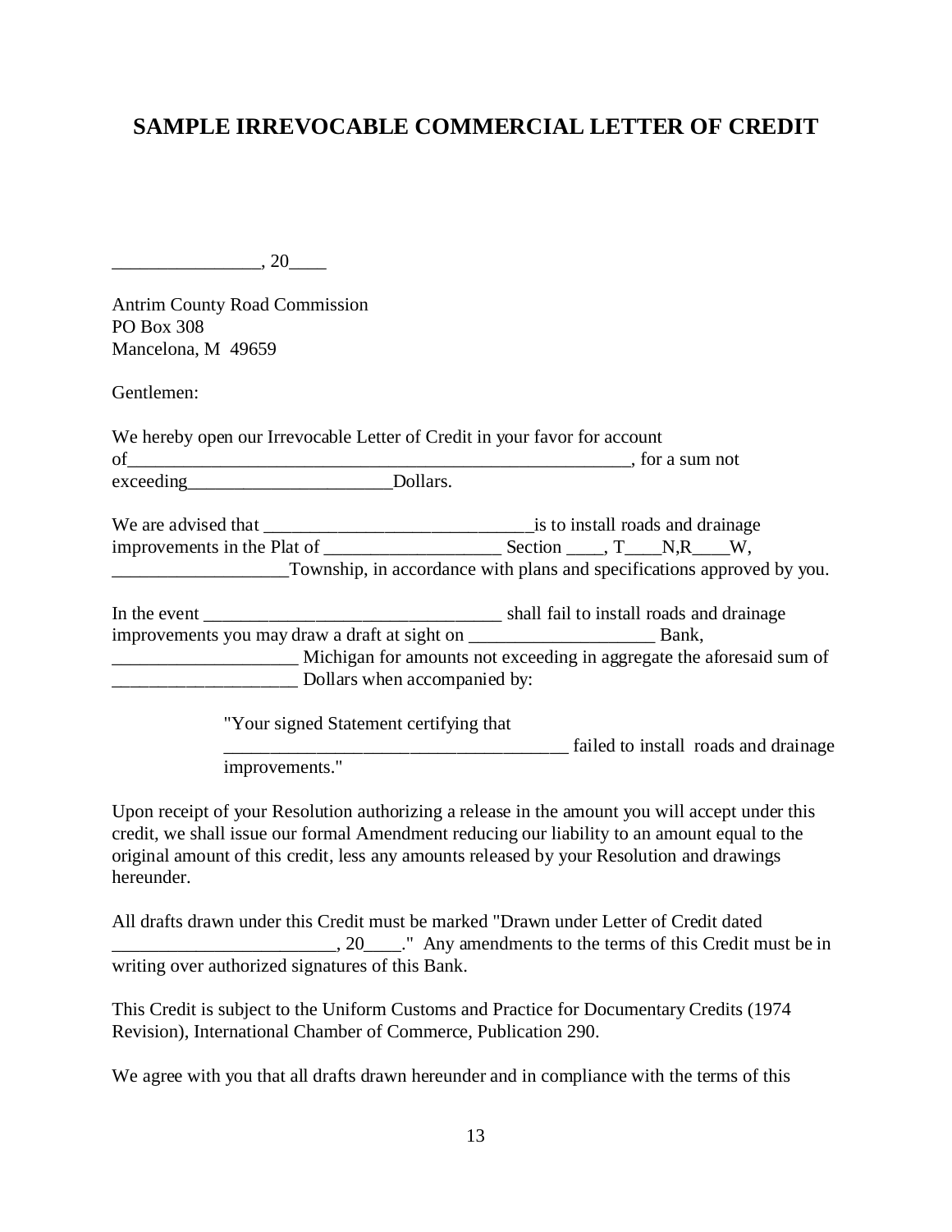# SAMPLE IRREVOCABLE COMMERCIAL LETTER OF CREDIT

________________, 20____

Antrim County Road Commission
PO Box 308
Mancelona, M 49659

Gentlemen:

We hereby open our Irrevocable Letter of Credit in your favor for account of_______________________________________________________, for a sum not exceeding______________________Dollars.

We are advised that _____________________________is to install roads and drainage improvements in the Plat of ___________________ Section ____, T____N,R____W, ___________________Township, in accordance with plans and specifications approved by you.

In the event ________________________________ shall fail to install roads and drainage improvements you may draw a draft at sight on ____________________ Bank, ____________________ Michigan for amounts not exceeding in aggregate the aforesaid sum of ____________________ Dollars when accompanied by:

> "Your signed Statement certifying that _____________________________________ failed to install roads and drainage improvements."

Upon receipt of your Resolution authorizing a release in the amount you will accept under this credit, we shall issue our formal Amendment reducing our liability to an amount equal to the original amount of this credit, less any amounts released by your Resolution and drawings hereunder.

All drafts drawn under this Credit must be marked "Drawn under Letter of Credit dated ________________________, 20____." Any amendments to the terms of this Credit must be in writing over authorized signatures of this Bank.

This Credit is subject to the Uniform Customs and Practice for Documentary Credits (1974 Revision), International Chamber of Commerce, Publication 290.

We agree with you that all drafts drawn hereunder and in compliance with the terms of this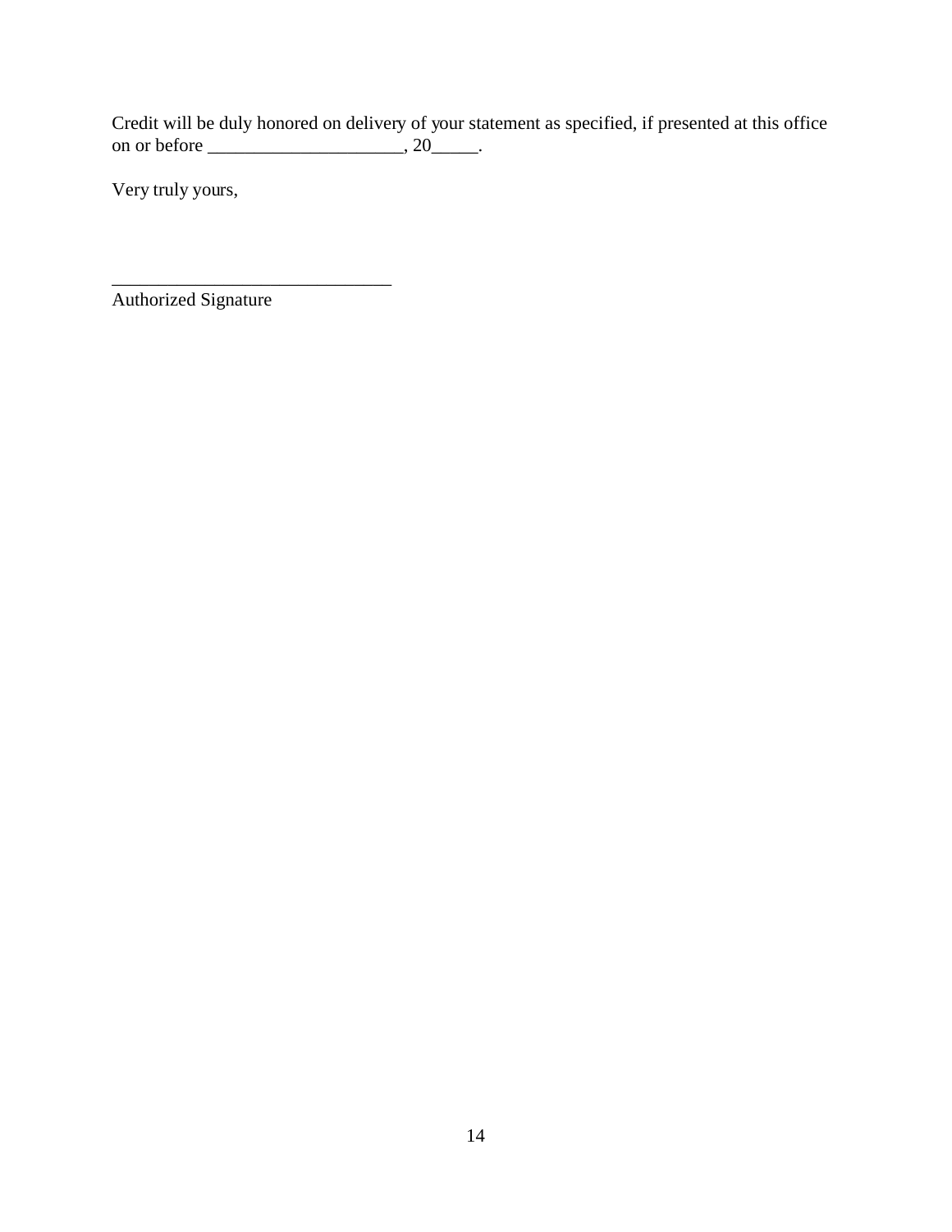Credit will be duly honored on delivery of your statement as specified, if presented at this office on or before _____________________, 20_____.

Very truly yours,

______________________________
Authorized Signature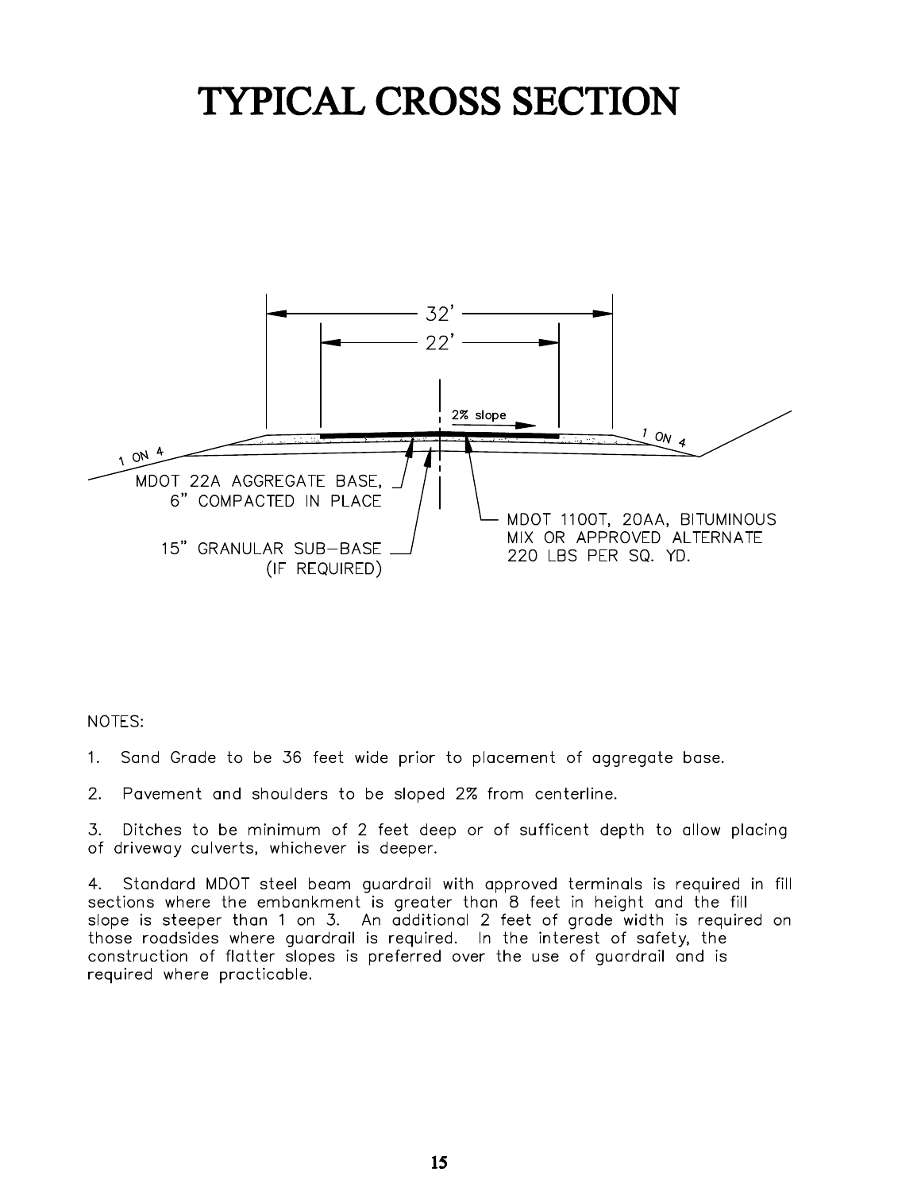# TYPICAL CROSS SECTION

32'

22'

2% slope

1 ON 4

1 ON 4

MDOT 22A AGGREGATE BASE, 6" COMPACTED IN PLACE

15" GRANULAR SUB-BASE (IF REQUIRED)

MDOT 1100T, 20AA, BITUMINOUS MIX OR APPROVED ALTERNATE 220 LBS PER SQ. YD.

NOTES:

1. Sand Grade to be 36 feet wide prior to placement of aggregate base.

2. Pavement and shoulders to be sloped 2% from centerline.

3. Ditches to be minimum of 2 feet deep or of sufficent depth to allow placing of driveway culverts, whichever is deeper.

4. Standard MDOT steel beam guardrail with approved terminals is required in fill sections where the embankment is greater than 8 feet in height and the fill slope is steeper than 1 on 3. An additional 2 feet of grade width is required on those roadsides where guardrail is required. In the interest of safety, the construction of flatter slopes is preferred over the use of guardrail and is required where practicable.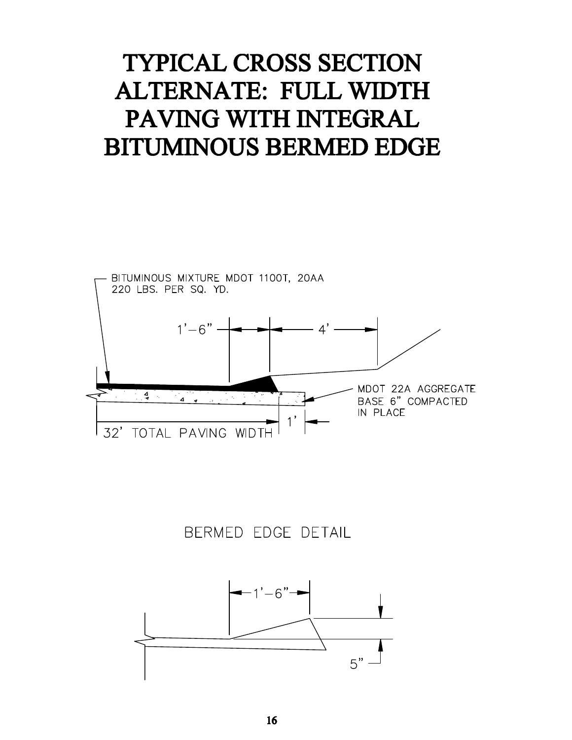# TYPICAL CROSS SECTION ALTERNATE: FULL WIDTH PAVING WITH INTEGRAL BITUMINOUS BERMED EDGE

BITUMINOUS MIXTURE MDOT 1100T, 20AA
220 LBS. PER SQ. YD.

1'–6"

4'

MDOT 22A AGGREGATE BASE 6" COMPACTED IN PLACE

1'

32' TOTAL PAVING WIDTH

BERMED EDGE DETAIL

1'–6"

5"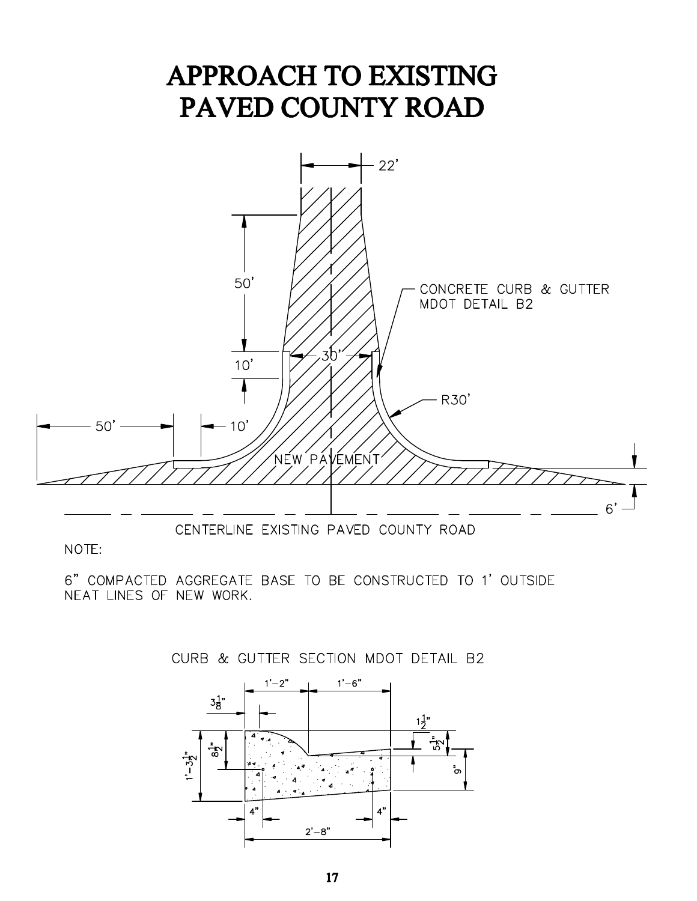# APPROACH TO EXISTING PAVED COUNTY ROAD

22'

50'

10'

30'

CONCRETE CURB & GUTTER
MDOT DETAIL B2

R30'

50'

10'

NEW PAVEMENT

6'

CENTERLINE EXISTING PAVED COUNTY ROAD

NOTE:

6" COMPACTED AGGREGATE BASE TO BE CONSTRUCTED TO 1' OUTSIDE NEAT LINES OF NEW WORK.

CURB & GUTTER SECTION MDOT DETAIL B2

1'-2"  1'-6"

$3\frac{1}{8}$"

$1\frac{1}{2}$"

$8\frac{1}{2}$"

$5\frac{1}{2}$"

$1'-3\frac{1}{2}$"

9"

4"  4"

2'-8"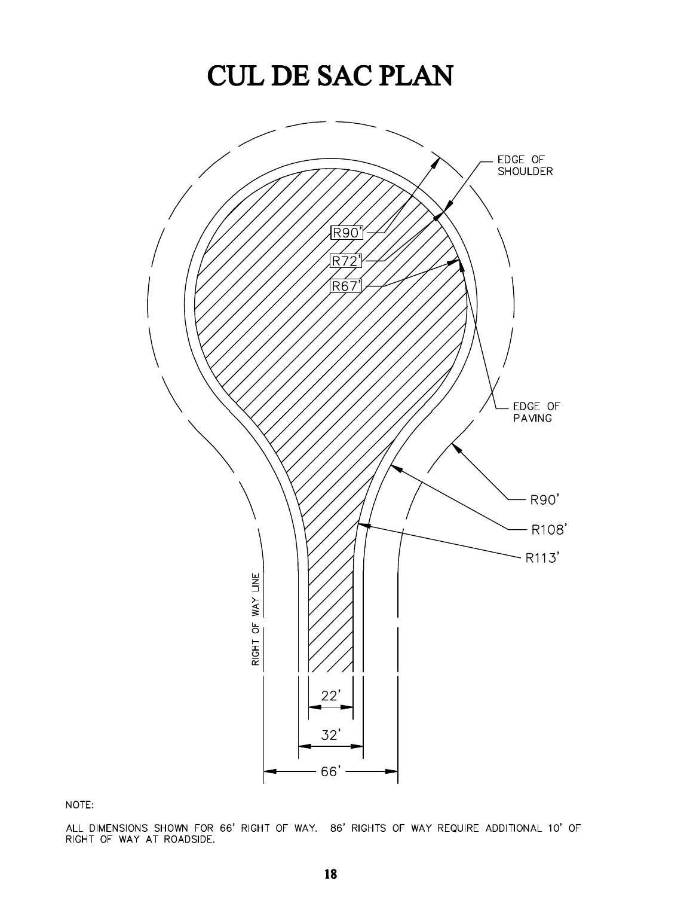# CUL DE SAC PLAN

R90'

R72'

R67'

EDGE OF SHOULDER

EDGE OF PAVING

R90'

R108'

R113'

RIGHT OF WAY LINE

22'

32'

66'

NOTE:

ALL DIMENSIONS SHOWN FOR 66' RIGHT OF WAY. 86' RIGHTS OF WAY REQUIRE ADDITIONAL 10' OF RIGHT OF WAY AT ROADSIDE.